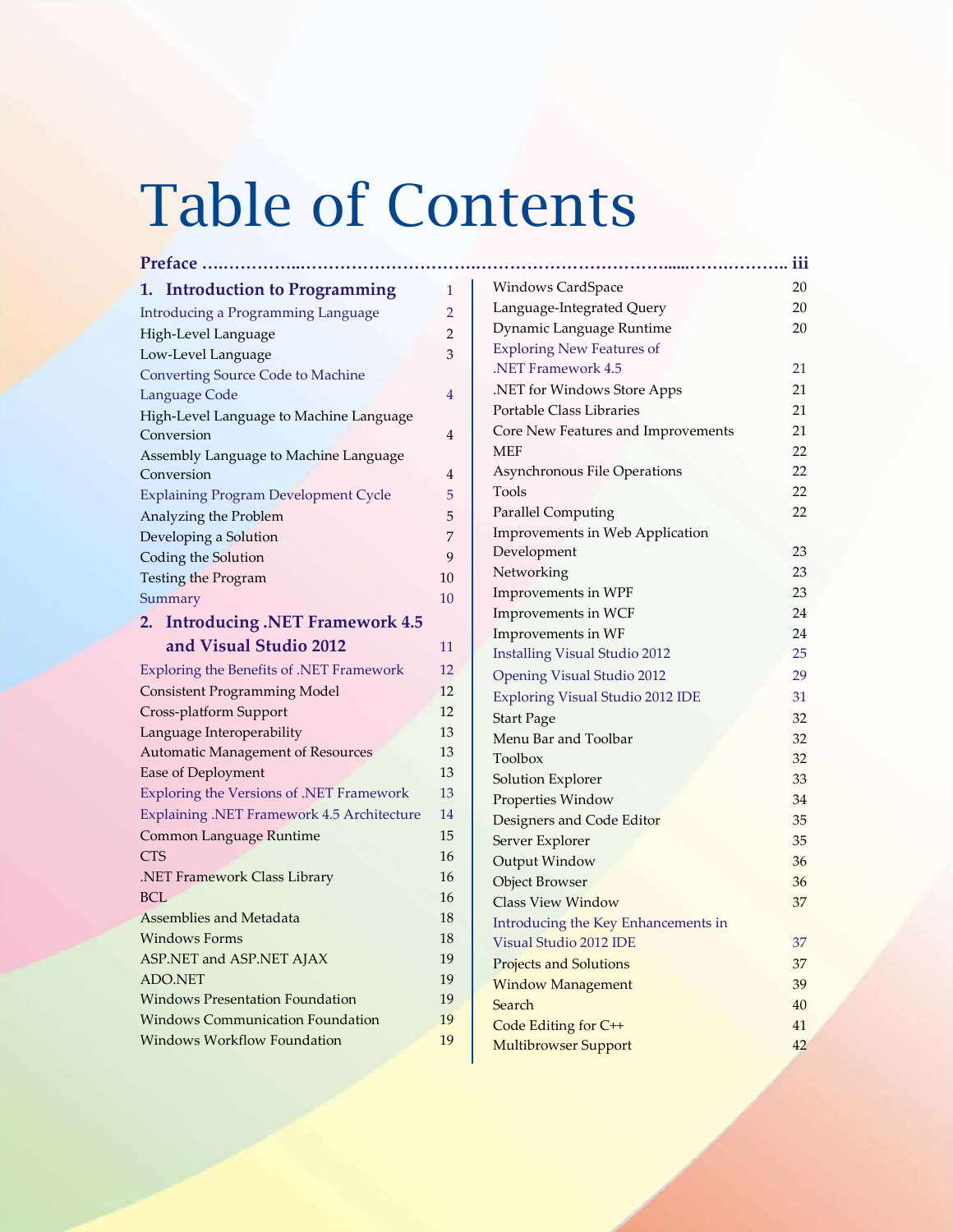# Table of Contents

**Preface ... iii**

## 1. Introduction to Programming 1

- Introducing a Programming Language 2
  - High-Level Language 2
  - Low-Level Language 3
- Converting Source Code to Machine Language Code 4
  - High-Level Language to Machine Language Conversion 4
  - Assembly Language to Machine Language Conversion 4
- Explaining Program Development Cycle 5
  - Analyzing the Problem 5
  - Developing a Solution 7
  - Coding the Solution 9
  - Testing the Program 10
- Summary 10

## 2. Introducing .NET Framework 4.5 and Visual Studio 2012 11

- Exploring the Benefits of .NET Framework 12
  - Consistent Programming Model 12
  - Cross-platform Support 12
  - Language Interoperability 13
  - Automatic Management of Resources 13
  - Ease of Deployment 13
- Exploring the Versions of .NET Framework 13
- Explaining .NET Framework 4.5 Architecture 14
  - Common Language Runtime 15
  - CTS 16
  - .NET Framework Class Library 16
  - BCL 16
  - Assemblies and Metadata 18
  - Windows Forms 18
  - ASP.NET and ASP.NET AJAX 19
  - ADO.NET 19
  - Windows Presentation Foundation 19
  - Windows Communication Foundation 19
  - Windows Workflow Foundation 19
  - Windows CardSpace 20
  - Language-Integrated Query 20
  - Dynamic Language Runtime 20
- Exploring New Features of .NET Framework 4.5 21
  - .NET for Windows Store Apps 21
  - Portable Class Libraries 21
  - Core New Features and Improvements 21
  - MEF 22
  - Asynchronous File Operations 22
  - Tools 22
  - Parallel Computing 22
  - Improvements in Web Application Development 23
  - Networking 23
  - Improvements in WPF 23
  - Improvements in WCF 24
  - Improvements in WF 24
- Installing Visual Studio 2012 25
- Opening Visual Studio 2012 29
- Exploring Visual Studio 2012 IDE 31
  - Start Page 32
  - Menu Bar and Toolbar 32
  - Toolbox 32
  - Solution Explorer 33
  - Properties Window 34
  - Designers and Code Editor 35
  - Server Explorer 35
  - Output Window 36
  - Object Browser 36
  - Class View Window 37
- Introducing the Key Enhancements in Visual Studio 2012 IDE 37
  - Projects and Solutions 37
  - Window Management 39
  - Search 40
  - Code Editing for C++ 41
  - Multibrowser Support 42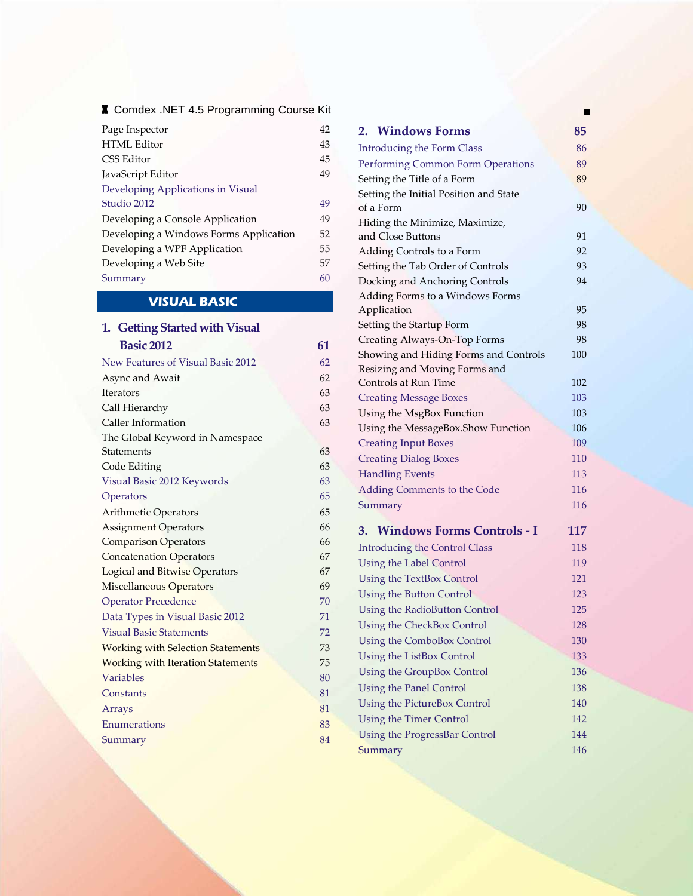| | |
|---|---|
| Page Inspector | 42 |
| HTML Editor | 43 |
| CSS Editor | 45 |
| JavaScript Editor | 49 |
| Developing Applications in Visual Studio 2012 | 49 |
| Developing a Console Application | 49 |
| Developing a Windows Forms Application | 52 |
| Developing a WPF Application | 55 |
| Developing a Web Site | 57 |
| Summary | 60 |

## VISUAL BASIC

### 1. Getting Started with Visual Basic 2012 — 61

| | |
|---|---|
| New Features of Visual Basic 2012 | 62 |
| Async and Await | 62 |
| Iterators | 63 |
| Call Hierarchy | 63 |
| Caller Information | 63 |
| The Global Keyword in Namespace Statements | 63 |
| Code Editing | 63 |
| Visual Basic 2012 Keywords | 63 |
| Operators | 65 |
| Arithmetic Operators | 65 |
| Assignment Operators | 66 |
| Comparison Operators | 66 |
| Concatenation Operators | 67 |
| Logical and Bitwise Operators | 67 |
| Miscellaneous Operators | 69 |
| Operator Precedence | 70 |
| Data Types in Visual Basic 2012 | 71 |
| Visual Basic Statements | 72 |
| Working with Selection Statements | 73 |
| Working with Iteration Statements | 75 |
| Variables | 80 |
| Constants | 81 |
| Arrays | 81 |
| Enumerations | 83 |
| Summary | 84 |

### 2. Windows Forms — 85

| | |
|---|---|
| Introducing the Form Class | 86 |
| Performing Common Form Operations | 89 |
| Setting the Title of a Form | 89 |
| Setting the Initial Position and State of a Form | 90 |
| Hiding the Minimize, Maximize, and Close Buttons | 91 |
| Adding Controls to a Form | 92 |
| Setting the Tab Order of Controls | 93 |
| Docking and Anchoring Controls | 94 |
| Adding Forms to a Windows Forms Application | 95 |
| Setting the Startup Form | 98 |
| Creating Always-On-Top Forms | 98 |
| Showing and Hiding Forms and Controls | 100 |
| Resizing and Moving Forms and Controls at Run Time | 102 |
| Creating Message Boxes | 103 |
| Using the MsgBox Function | 103 |
| Using the MessageBox.Show Function | 106 |
| Creating Input Boxes | 109 |
| Creating Dialog Boxes | 110 |
| Handling Events | 113 |
| Adding Comments to the Code | 116 |
| Summary | 116 |

### 3. Windows Forms Controls - I — 117

| | |
|---|---|
| Introducing the Control Class | 118 |
| Using the Label Control | 119 |
| Using the TextBox Control | 121 |
| Using the Button Control | 123 |
| Using the RadioButton Control | 125 |
| Using the CheckBox Control | 128 |
| Using the ComboBox Control | 130 |
| Using the ListBox Control | 133 |
| Using the GroupBox Control | 136 |
| Using the Panel Control | 138 |
| Using the PictureBox Control | 140 |
| Using the Timer Control | 142 |
| Using the ProgressBar Control | 144 |
| Summary | 146 |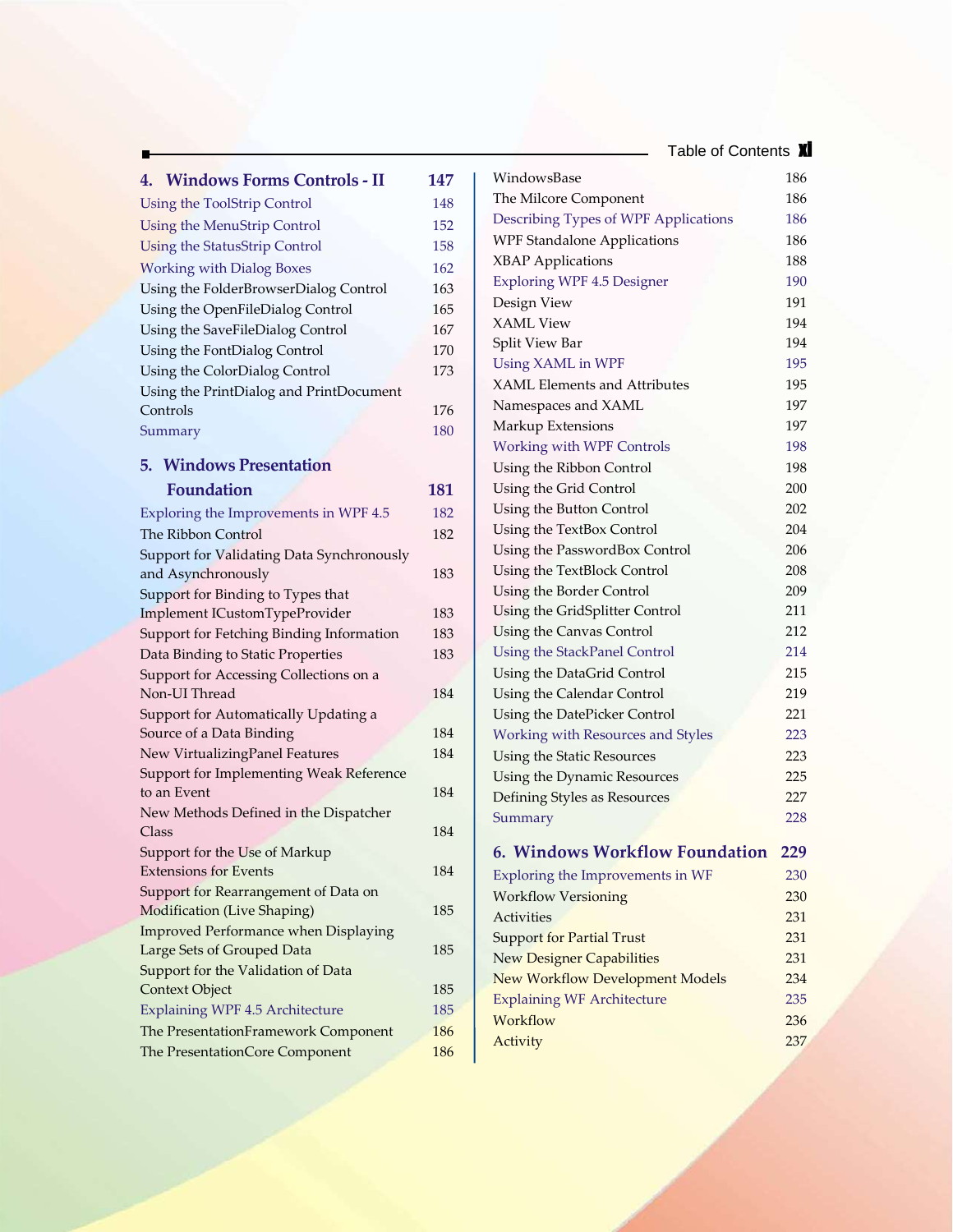## 4. Windows Forms Controls - II — 147

- Using the ToolStrip Control — 148
- Using the MenuStrip Control — 152
- Using the StatusStrip Control — 158
- Working with Dialog Boxes — 162
  - Using the FolderBrowserDialog Control — 163
  - Using the OpenFileDialog Control — 165
  - Using the SaveFileDialog Control — 167
  - Using the FontDialog Control — 170
  - Using the ColorDialog Control — 173
  - Using the PrintDialog and PrintDocument Controls — 176
- Summary — 180

## 5. Windows Presentation Foundation — 181

- Exploring the Improvements in WPF 4.5 — 182
  - The Ribbon Control — 182
  - Support for Validating Data Synchronously and Asynchronously — 183
  - Support for Binding to Types that Implement ICustomTypeProvider — 183
  - Support for Fetching Binding Information — 183
  - Data Binding to Static Properties — 183
  - Support for Accessing Collections on a Non-UI Thread — 184
  - Support for Automatically Updating a Source of a Data Binding — 184
  - New VirtualizingPanel Features — 184
  - Support for Implementing Weak Reference to an Event — 184
  - New Methods Defined in the Dispatcher Class — 184
  - Support for the Use of Markup Extensions for Events — 184
  - Support for Rearrangement of Data on Modification (Live Shaping) — 185
  - Improved Performance when Displaying Large Sets of Grouped Data — 185
  - Support for the Validation of Data Context Object — 185
- Explaining WPF 4.5 Architecture — 185
  - The PresentationFramework Component — 186
  - The PresentationCore Component — 186
  - WindowsBase — 186
  - The Milcore Component — 186
- Describing Types of WPF Applications — 186
  - WPF Standalone Applications — 186
  - XBAP Applications — 188
- Exploring WPF 4.5 Designer — 190
  - Design View — 191
  - XAML View — 194
  - Split View Bar — 194
- Using XAML in WPF — 195
  - XAML Elements and Attributes — 195
  - Namespaces and XAML — 197
  - Markup Extensions — 197
- Working with WPF Controls — 198
  - Using the Ribbon Control — 198
  - Using the Grid Control — 200
  - Using the Button Control — 202
  - Using the TextBox Control — 204
  - Using the PasswordBox Control — 206
  - Using the TextBlock Control — 208
  - Using the Border Control — 209
  - Using the GridSplitter Control — 211
  - Using the Canvas Control — 212
- Using the StackPanel Control — 214
  - Using the DataGrid Control — 215
  - Using the Calendar Control — 219
  - Using the DatePicker Control — 221
- Working with Resources and Styles — 223
  - Using the Static Resources — 223
  - Using the Dynamic Resources — 225
  - Defining Styles as Resources — 227
- Summary — 228

## 6. Windows Workflow Foundation — 229

- Exploring the Improvements in WF — 230
  - Workflow Versioning — 230
  - Activities — 231
  - Support for Partial Trust — 231
  - New Designer Capabilities — 231
  - New Workflow Development Models — 234
- Explaining WF Architecture — 235
  - Workflow — 236
  - Activity — 237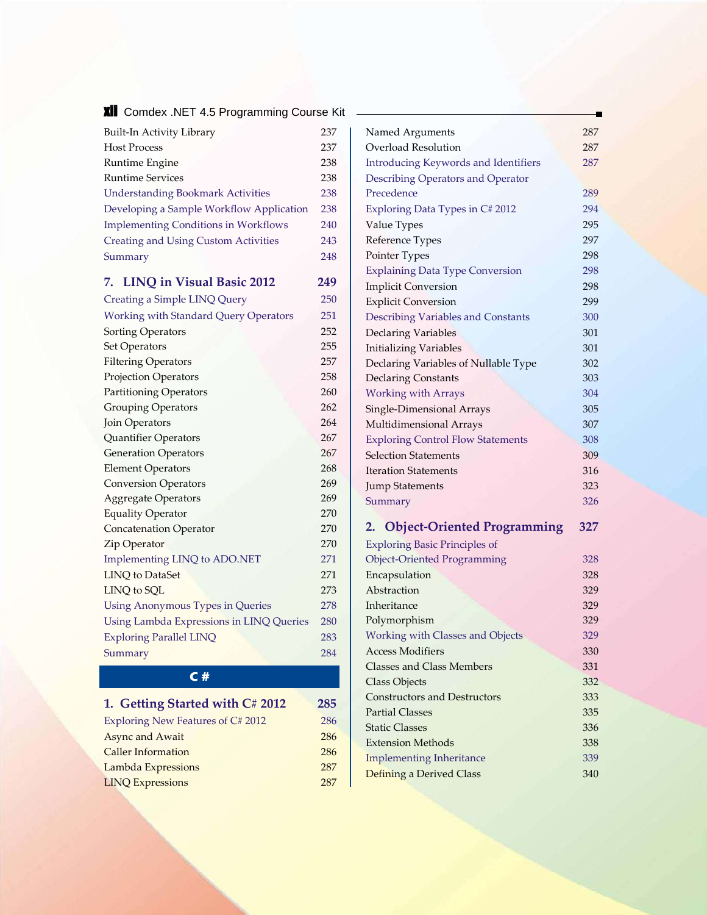Built-In Activity Library 237
Host Process 237
Runtime Engine 238
Runtime Services 238
Understanding Bookmark Activities 238
Developing a Sample Workflow Application 238
Implementing Conditions in Workflows 240
Creating and Using Custom Activities 243
Summary 248

## 7. LINQ in Visual Basic 2012 249

Creating a Simple LINQ Query 250
Working with Standard Query Operators 251
Sorting Operators 252
Set Operators 255
Filtering Operators 257
Projection Operators 258
Partitioning Operators 260
Grouping Operators 262
Join Operators 264
Quantifier Operators 267
Generation Operators 267
Element Operators 268
Conversion Operators 269
Aggregate Operators 269
Equality Operator 270
Concatenation Operator 270
Zip Operator 270
Implementing LINQ to ADO.NET 271
LINQ to DataSet 271
LINQ to SQL 273
Using Anonymous Types in Queries 278
Using Lambda Expressions in LINQ Queries 280
Exploring Parallel LINQ 283
Summary 284

# C #

## 1. Getting Started with C# 2012 285

Exploring New Features of C# 2012 286
Async and Await 286
Caller Information 286
Lambda Expressions 287
LINQ Expressions 287
Named Arguments 287
Overload Resolution 287
Introducing Keywords and Identifiers 287
Describing Operators and Operator Precedence 289
Exploring Data Types in C# 2012 294
Value Types 295
Reference Types 297
Pointer Types 298
Explaining Data Type Conversion 298
Implicit Conversion 298
Explicit Conversion 299
Describing Variables and Constants 300
Declaring Variables 301
Initializing Variables 301
Declaring Variables of Nullable Type 302
Declaring Constants 303
Working with Arrays 304
Single-Dimensional Arrays 305
Multidimensional Arrays 307
Exploring Control Flow Statements 308
Selection Statements 309
Iteration Statements 316
Jump Statements 323
Summary 326

## 2. Object-Oriented Programming 327

Exploring Basic Principles of Object-Oriented Programming 328
Encapsulation 328
Abstraction 329
Inheritance 329
Polymorphism 329
Working with Classes and Objects 329
Access Modifiers 330
Classes and Class Members 331
Class Objects 332
Constructors and Destructors 333
Partial Classes 335
Static Classes 336
Extension Methods 338
Implementing Inheritance 339
Defining a Derived Class 340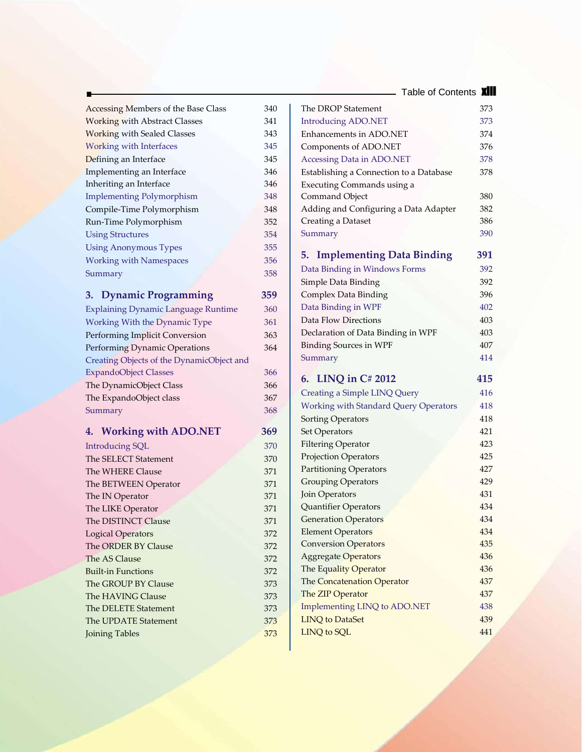| | |
|---|---|
| Accessing Members of the Base Class | 340 |
| Working with Abstract Classes | 341 |
| Working with Sealed Classes | 343 |
| Working with Interfaces | 345 |
| Defining an Interface | 345 |
| Implementing an Interface | 346 |
| Inheriting an Interface | 346 |
| Implementing Polymorphism | 348 |
| Compile-Time Polymorphism | 348 |
| Run-Time Polymorphism | 352 |
| Using Structures | 354 |
| Using Anonymous Types | 355 |
| Working with Namespaces | 356 |
| Summary | 358 |

## 3. Dynamic Programming — 359

| | |
|---|---|
| Explaining Dynamic Language Runtime | 360 |
| Working With the Dynamic Type | 361 |
| Performing Implicit Conversion | 363 |
| Performing Dynamic Operations | 364 |
| Creating Objects of the DynamicObject and ExpandoObject Classes | 366 |
| The DynamicObject Class | 366 |
| The ExpandoObject class | 367 |
| Summary | 368 |

## 4. Working with ADO.NET — 369

| | |
|---|---|
| Introducing SQL | 370 |
| The SELECT Statement | 370 |
| The WHERE Clause | 371 |
| The BETWEEN Operator | 371 |
| The IN Operator | 371 |
| The LIKE Operator | 371 |
| The DISTINCT Clause | 371 |
| Logical Operators | 372 |
| The ORDER BY Clause | 372 |
| The AS Clause | 372 |
| Built-in Functions | 372 |
| The GROUP BY Clause | 373 |
| The HAVING Clause | 373 |
| The DELETE Statement | 373 |
| The UPDATE Statement | 373 |
| Joining Tables | 373 |
| The DROP Statement | 373 |
| Introducing ADO.NET | 373 |
| Enhancements in ADO.NET | 374 |
| Components of ADO.NET | 376 |
| Accessing Data in ADO.NET | 378 |
| Establishing a Connection to a Database | 378 |
| Executing Commands using a Command Object | 380 |
| Adding and Configuring a Data Adapter | 382 |
| Creating a Dataset | 386 |
| Summary | 390 |

## 5. Implementing Data Binding — 391

| | |
|---|---|
| Data Binding in Windows Forms | 392 |
| Simple Data Binding | 392 |
| Complex Data Binding | 396 |
| Data Binding in WPF | 402 |
| Data Flow Directions | 403 |
| Declaration of Data Binding in WPF | 403 |
| Binding Sources in WPF | 407 |
| Summary | 414 |

## 6. LINQ in C# 2012 — 415

| | |
|---|---|
| Creating a Simple LINQ Query | 416 |
| Working with Standard Query Operators | 418 |
| Sorting Operators | 418 |
| Set Operators | 421 |
| Filtering Operator | 423 |
| Projection Operators | 425 |
| Partitioning Operators | 427 |
| Grouping Operators | 429 |
| Join Operators | 431 |
| Quantifier Operators | 434 |
| Generation Operators | 434 |
| Element Operators | 434 |
| Conversion Operators | 435 |
| Aggregate Operators | 436 |
| The Equality Operator | 436 |
| The Concatenation Operator | 437 |
| The ZIP Operator | 437 |
| Implementing LINQ to ADO.NET | 438 |
| LINQ to DataSet | 439 |
| LINQ to SQL | 441 |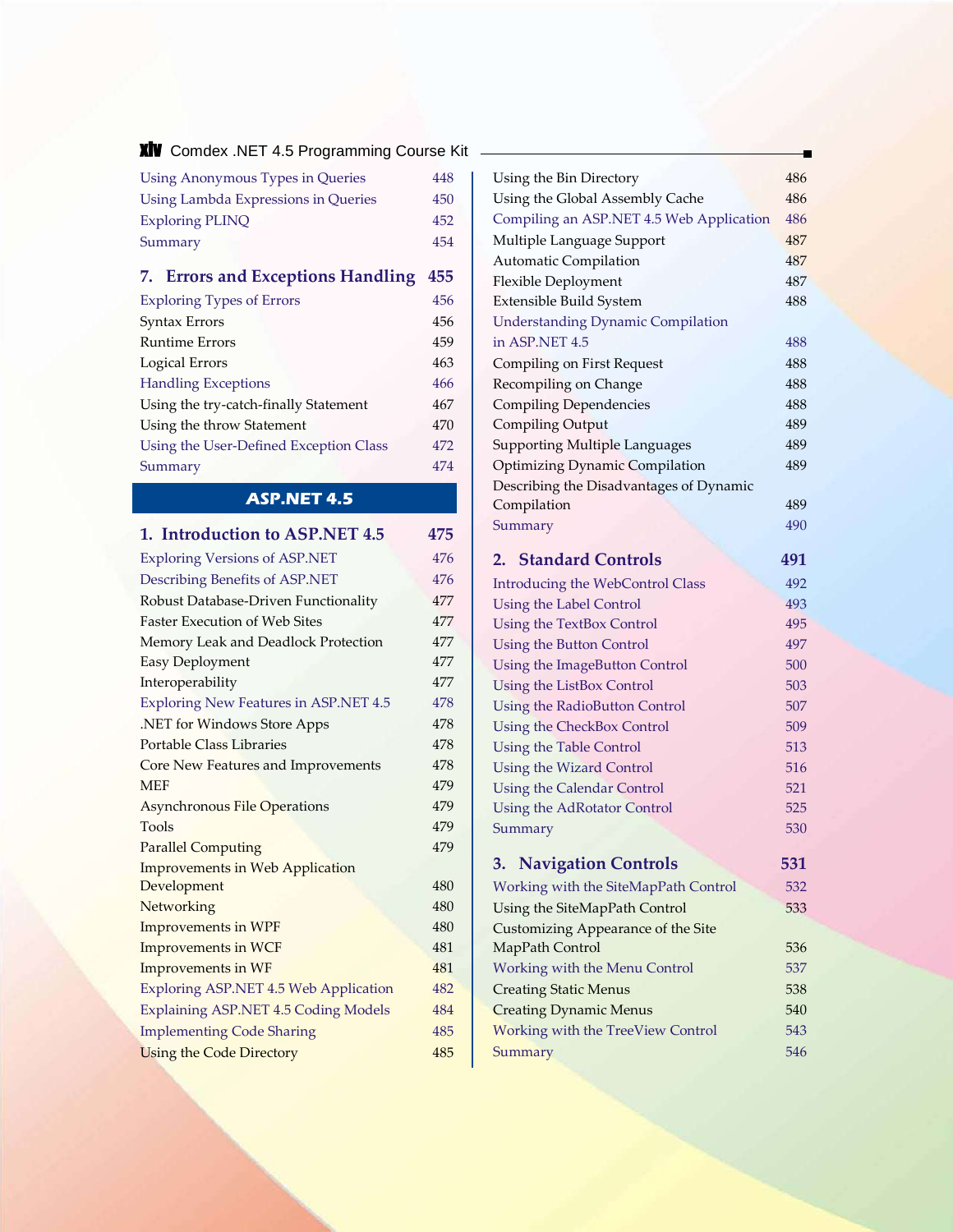| | |
|---|---|
| Using Anonymous Types in Queries | 448 |
| Using Lambda Expressions in Queries | 450 |
| Exploring PLINQ | 452 |
| Summary | 454 |

## 7. Errors and Exceptions Handling 455

| | |
|---|---|
| Exploring Types of Errors | 456 |
| Syntax Errors | 456 |
| Runtime Errors | 459 |
| Logical Errors | 463 |
| Handling Exceptions | 466 |
| Using the try-catch-finally Statement | 467 |
| Using the throw Statement | 470 |
| Using the User-Defined Exception Class | 472 |
| Summary | 474 |

# ASP.NET 4.5

## 1. Introduction to ASP.NET 4.5 475

| | |
|---|---|
| Exploring Versions of ASP.NET | 476 |
| Describing Benefits of ASP.NET | 476 |
| Robust Database-Driven Functionality | 477 |
| Faster Execution of Web Sites | 477 |
| Memory Leak and Deadlock Protection | 477 |
| Easy Deployment | 477 |
| Interoperability | 477 |
| Exploring New Features in ASP.NET 4.5 | 478 |
| .NET for Windows Store Apps | 478 |
| Portable Class Libraries | 478 |
| Core New Features and Improvements | 478 |
| MEF | 479 |
| Asynchronous File Operations | 479 |
| Tools | 479 |
| Parallel Computing | 479 |
| Improvements in Web Application Development | 480 |
| Networking | 480 |
| Improvements in WPF | 480 |
| Improvements in WCF | 481 |
| Improvements in WF | 481 |
| Exploring ASP.NET 4.5 Web Application | 482 |
| Explaining ASP.NET 4.5 Coding Models | 484 |
| Implementing Code Sharing | 485 |
| Using the Code Directory | 485 |
| Using the Bin Directory | 486 |
| Using the Global Assembly Cache | 486 |
| Compiling an ASP.NET 4.5 Web Application | 486 |
| Multiple Language Support | 487 |
| Automatic Compilation | 487 |
| Flexible Deployment | 487 |
| Extensible Build System | 488 |
| Understanding Dynamic Compilation in ASP.NET 4.5 | 488 |
| Compiling on First Request | 488 |
| Recompiling on Change | 488 |
| Compiling Dependencies | 488 |
| Compiling Output | 489 |
| Supporting Multiple Languages | 489 |
| Optimizing Dynamic Compilation | 489 |
| Describing the Disadvantages of Dynamic Compilation | 489 |
| Summary | 490 |

## 2. Standard Controls 491

| | |
|---|---|
| Introducing the WebControl Class | 492 |
| Using the Label Control | 493 |
| Using the TextBox Control | 495 |
| Using the Button Control | 497 |
| Using the ImageButton Control | 500 |
| Using the ListBox Control | 503 |
| Using the RadioButton Control | 507 |
| Using the CheckBox Control | 509 |
| Using the Table Control | 513 |
| Using the Wizard Control | 516 |
| Using the Calendar Control | 521 |
| Using the AdRotator Control | 525 |
| Summary | 530 |

## 3. Navigation Controls 531

| | |
|---|---|
| Working with the SiteMapPath Control | 532 |
| Using the SiteMapPath Control | 533 |
| Customizing Appearance of the Site MapPath Control | 536 |
| Working with the Menu Control | 537 |
| Creating Static Menus | 538 |
| Creating Dynamic Menus | 540 |
| Working with the TreeView Control | 543 |
| Summary | 546 |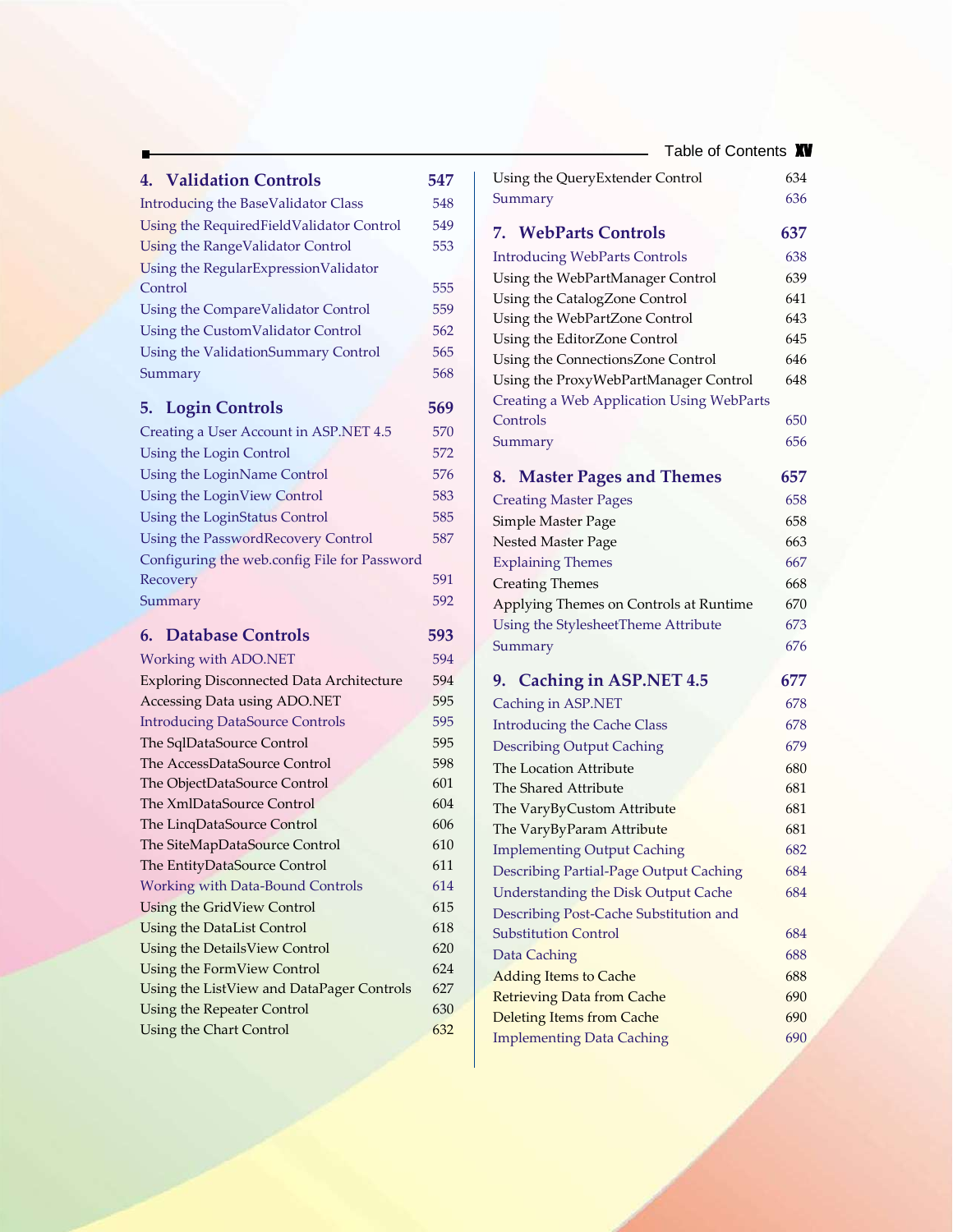## 4. Validation Controls — 547

- Introducing the BaseValidator Class — 548
- Using the RequiredFieldValidator Control — 549
- Using the RangeValidator Control — 553
- Using the RegularExpressionValidator Control — 555
- Using the CompareValidator Control — 559
- Using the CustomValidator Control — 562
- Using the ValidationSummary Control — 565
- Summary — 568

## 5. Login Controls — 569

- Creating a User Account in ASP.NET 4.5 — 570
- Using the Login Control — 572
- Using the LoginName Control — 576
- Using the LoginView Control — 583
- Using the LoginStatus Control — 585
- Using the PasswordRecovery Control — 587
- Configuring the web.config File for Password Recovery — 591
- Summary — 592

## 6. Database Controls — 593

- Working with ADO.NET — 594
  - Exploring Disconnected Data Architecture — 594
  - Accessing Data using ADO.NET — 595
- Introducing DataSource Controls — 595
  - The SqlDataSource Control — 595
  - The AccessDataSource Control — 598
  - The ObjectDataSource Control — 601
  - The XmlDataSource Control — 604
  - The LinqDataSource Control — 606
  - The SiteMapDataSource Control — 610
  - The EntityDataSource Control — 611
- Working with Data-Bound Controls — 614
  - Using the GridView Control — 615
  - Using the DataList Control — 618
  - Using the DetailsView Control — 620
  - Using the FormView Control — 624
  - Using the ListView and DataPager Controls — 627
  - Using the Repeater Control — 630
  - Using the Chart Control — 632
  - Using the QueryExtender Control — 634
- Summary — 636

## 7. WebParts Controls — 637

- Introducing WebParts Controls — 638
  - Using the WebPartManager Control — 639
  - Using the CatalogZone Control — 641
  - Using the WebPartZone Control — 643
  - Using the EditorZone Control — 645
  - Using the ConnectionsZone Control — 646
  - Using the ProxyWebPartManager Control — 648
- Creating a Web Application Using WebParts Controls — 650
- Summary — 656

## 8. Master Pages and Themes — 657

- Creating Master Pages — 658
  - Simple Master Page — 658
  - Nested Master Page — 663
- Explaining Themes — 667
  - Creating Themes — 668
  - Applying Themes on Controls at Runtime — 670
- Using the StylesheetTheme Attribute — 673
- Summary — 676

## 9. Caching in ASP.NET 4.5 — 677

- Caching in ASP.NET — 678
- Introducing the Cache Class — 678
- Describing Output Caching — 679
  - The Location Attribute — 680
  - The Shared Attribute — 681
  - The VaryByCustom Attribute — 681
  - The VaryByParam Attribute — 681
- Implementing Output Caching — 682
- Describing Partial-Page Output Caching — 684
- Understanding the Disk Output Cache — 684
- Describing Post-Cache Substitution and Substitution Control — 684
- Data Caching — 688
  - Adding Items to Cache — 688
  - Retrieving Data from Cache — 690
  - Deleting Items from Cache — 690
- Implementing Data Caching — 690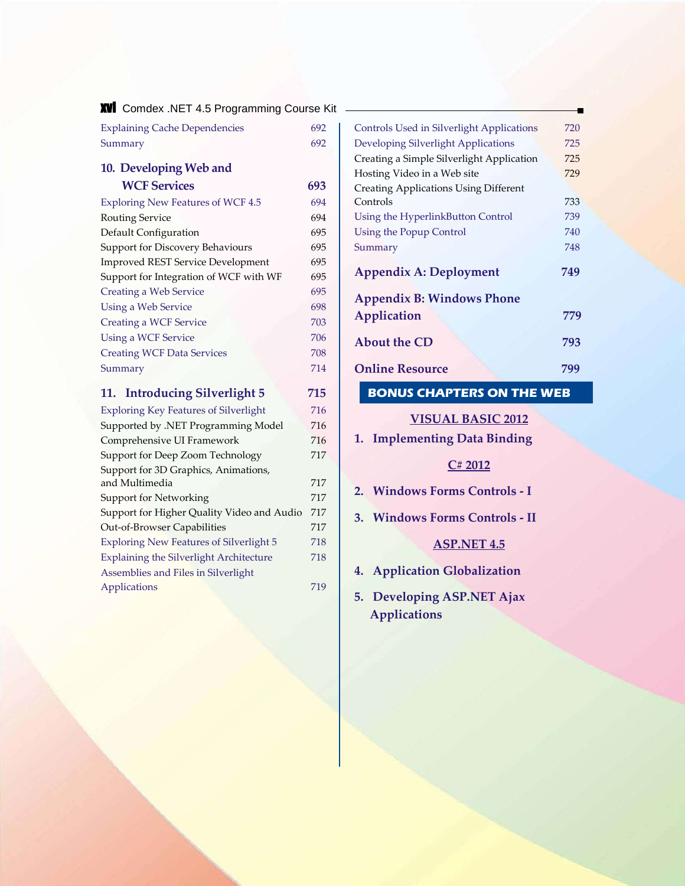| | |
|---|---|
| Explaining Cache Dependencies | 692 |
| Summary | 692 |

## 10. Developing Web and WCF Services — 693

| | |
|---|---|
| Exploring New Features of WCF 4.5 | 694 |
| Routing Service | 694 |
| Default Configuration | 695 |
| Support for Discovery Behaviours | 695 |
| Improved REST Service Development | 695 |
| Support for Integration of WCF with WF | 695 |
| Creating a Web Service | 695 |
| Using a Web Service | 698 |
| Creating a WCF Service | 703 |
| Using a WCF Service | 706 |
| Creating WCF Data Services | 708 |
| Summary | 714 |

## 11. Introducing Silverlight 5 — 715

| | |
|---|---|
| Exploring Key Features of Silverlight | 716 |
| Supported by .NET Programming Model | 716 |
| Comprehensive UI Framework | 716 |
| Support for Deep Zoom Technology | 717 |
| Support for 3D Graphics, Animations, and Multimedia | 717 |
| Support for Networking | 717 |
| Support for Higher Quality Video and Audio | 717 |
| Out-of-Browser Capabilities | 717 |
| Exploring New Features of Silverlight 5 | 718 |
| Explaining the Silverlight Architecture | 718 |
| Assemblies and Files in Silverlight Applications | 719 |
| Controls Used in Silverlight Applications | 720 |
| Developing Silverlight Applications | 725 |
| Creating a Simple Silverlight Application | 725 |
| Hosting Video in a Web site | 729 |
| Creating Applications Using Different Controls | 733 |
| Using the HyperlinkButton Control | 739 |
| Using the Popup Control | 740 |
| Summary | 748 |

## Appendix A: Deployment — 749

## Appendix B: Windows Phone Application — 779

## About the CD — 793

## Online Resource — 799

## BONUS CHAPTERS ON THE WEB

### VISUAL BASIC 2012

1. Implementing Data Binding

### C# 2012

2. Windows Forms Controls - I
3. Windows Forms Controls - II

### ASP.NET 4.5

4. Application Globalization
5. Developing ASP.NET Ajax Applications